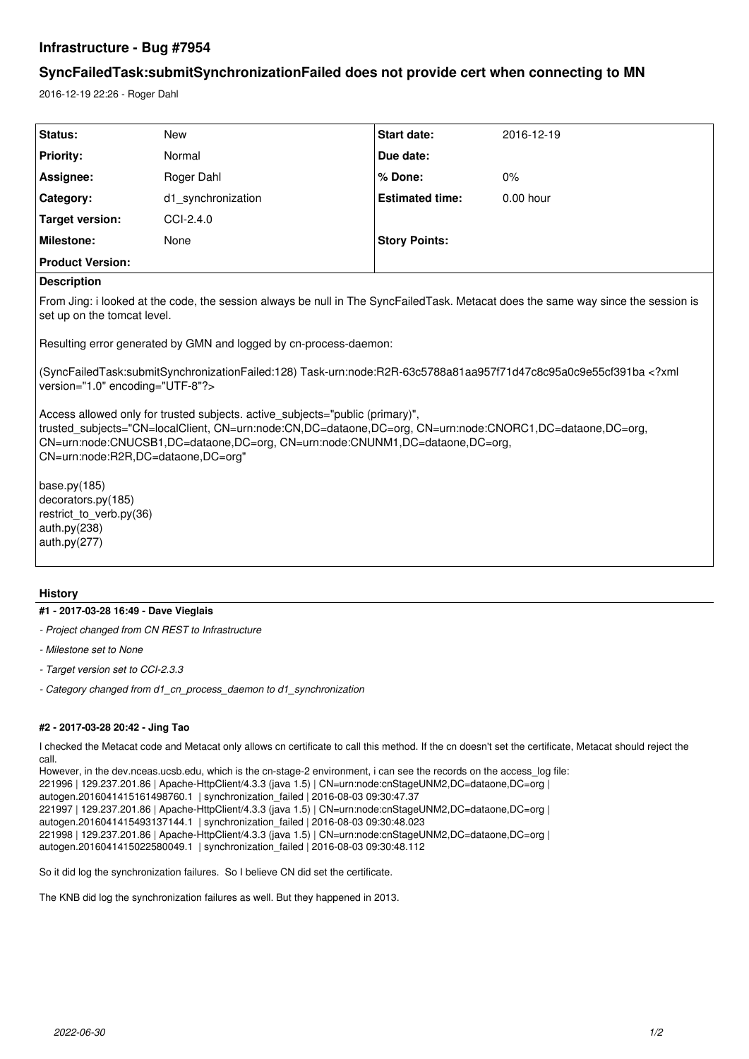# Infrastructure - Bug #7954

## SyncFailedTask:submitSynchronizationFailed does not provide cert when connecting to MN

2016-12-19 22:26 - Roger Dahl

| Status: | New | Start date: | 2016-12-19 |
|---|---|---|---|
| Priority: | Normal | Due date: | |
| Assignee: | Roger Dahl | % Done: | 0% |
| Category: | d1_synchronization | Estimated time: | 0.00 hour |
| Target version: | CCI-2.4.0 | | |
| Milestone: | None | Story Points: | |
| Product Version: | | | |

**Description**

From Jing: i looked at the code, the session always be null in The SyncFailedTask. Metacat does the same way since the session is set up on the tomcat level.

Resulting error generated by GMN and logged by cn-process-daemon:

(SyncFailedTask:submitSynchronizationFailed:128) Task-urn:node:R2R-63c5788a81aa957f71d47c8c95a0c9e55cf391ba <?xml version="1.0" encoding="UTF-8"?>

Access allowed only for trusted subjects. active_subjects="public (primary)", trusted_subjects="CN=localClient, CN=urn:node:CN,DC=dataone,DC=org, CN=urn:node:CNORC1,DC=dataone,DC=org, CN=urn:node:CNUCSB1,DC=dataone,DC=org, CN=urn:node:CNUNM1,DC=dataone,DC=org, CN=urn:node:R2R,DC=dataone,DC=org"

base.py(185)
decorators.py(185)
restrict_to_verb.py(36)
auth.py(238)
auth.py(277)

## History

### #1 - 2017-03-28 16:49 - Dave Vieglais

- *Project changed from CN REST to Infrastructure*
- *Milestone set to None*
- *Target version set to CCI-2.3.3*
- *Category changed from d1_cn_process_daemon to d1_synchronization*

### #2 - 2017-03-28 20:42 - Jing Tao

I checked the Metacat code and Metacat only allows cn certificate to call this method. If the cn doesn't set the certificate, Metacat should reject the call.
However, in the dev.nceas.ucsb.edu, which is the cn-stage-2 environment, i can see the records on the access_log file:
221996 | 129.237.201.86 | Apache-HttpClient/4.3.3 (java 1.5) | CN=urn:node:cnStageUNM2,DC=dataone,DC=org | autogen.2016041415161498760.1 | synchronization_failed | 2016-08-03 09:30:47.37
221997 | 129.237.201.86 | Apache-HttpClient/4.3.3 (java 1.5) | CN=urn:node:cnStageUNM2,DC=dataone,DC=org | autogen.2016041415493137144.1 | synchronization_failed | 2016-08-03 09:30:48.023
221998 | 129.237.201.86 | Apache-HttpClient/4.3.3 (java 1.5) | CN=urn:node:cnStageUNM2,DC=dataone,DC=org | autogen.2016041415022580049.1 | synchronization_failed | 2016-08-03 09:30:48.112

So it did log the synchronization failures. So I believe CN did set the certificate.

The KNB did log the synchronization failures as well. But they happened in 2013.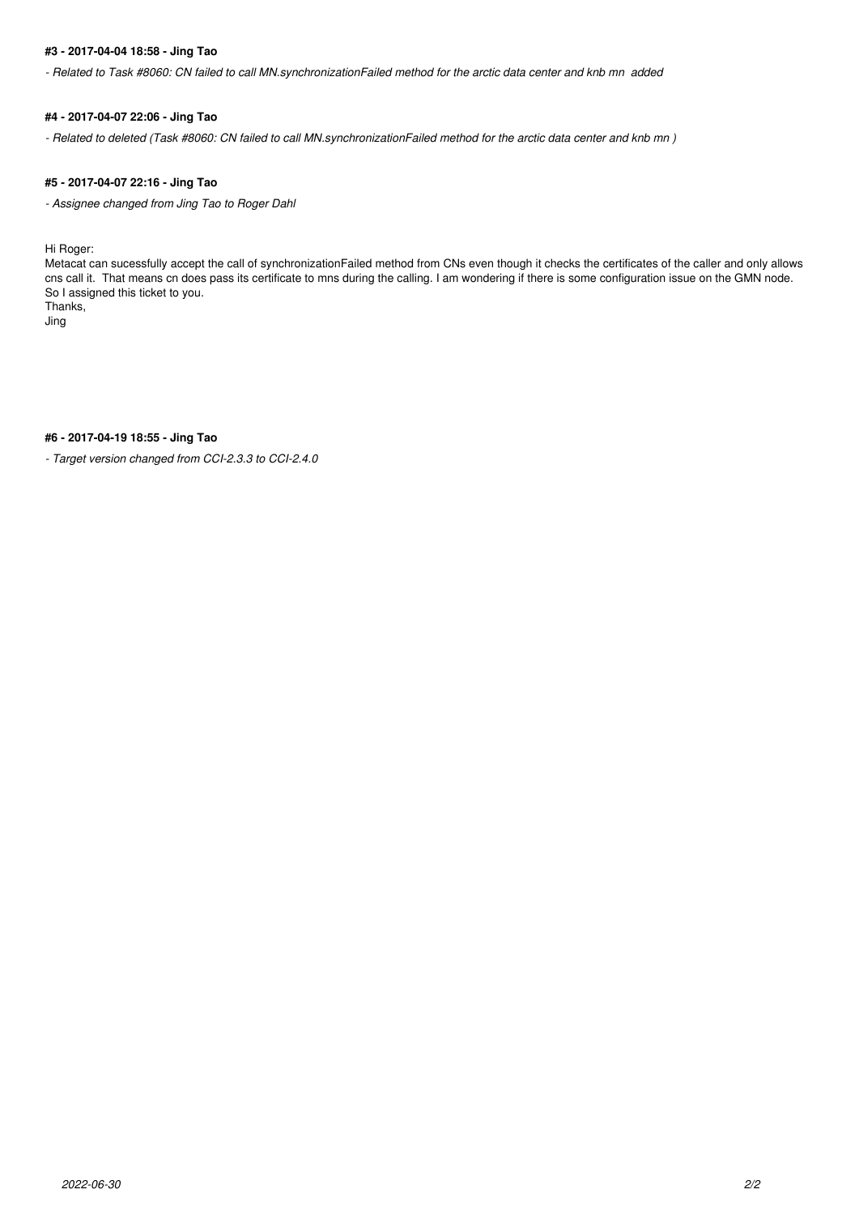#### #3 - 2017-04-04 18:58 - Jing Tao

*- Related to Task #8060: CN failed to call MN.synchronizationFailed method for the arctic data center and knb mn  added*

#### #4 - 2017-04-07 22:06 - Jing Tao

*- Related to deleted (Task #8060: CN failed to call MN.synchronizationFailed method for the arctic data center and knb mn )*

#### #5 - 2017-04-07 22:16 - Jing Tao

*- Assignee changed from Jing Tao to Roger Dahl*

Hi Roger:
Metacat can sucessfully accept the call of synchronizationFailed method from CNs even though it checks the certificates of the caller and only allows cns call it.  That means cn does pass its certificate to mns during the calling. I am wondering if there is some configuration issue on the GMN node. So I assigned this ticket to you.
Thanks,
Jing

#### #6 - 2017-04-19 18:55 - Jing Tao

*- Target version changed from CCI-2.3.3 to CCI-2.4.0*